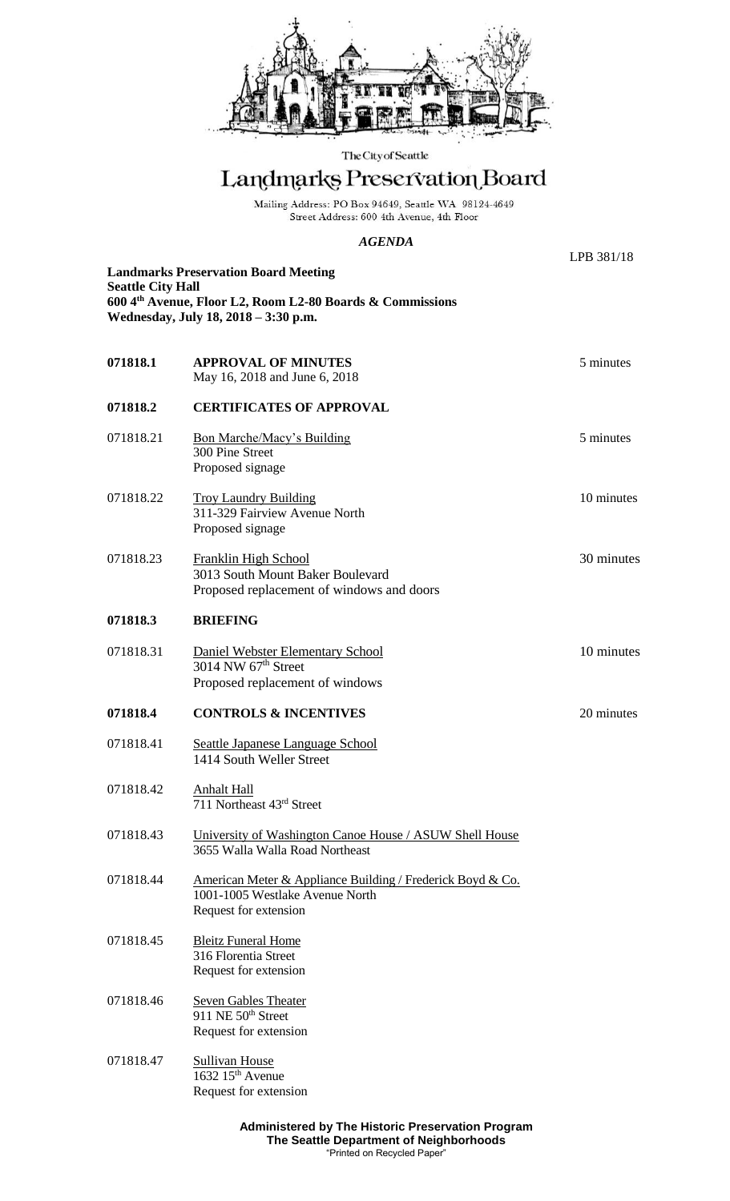The City of Seattle

# Landmarks Preservation Board

Mailing Address: PO Box 94649, Seattle WA 98124-4649
Street Address: 600 4th Avenue, 4th Floor

***AGENDA***

LPB 381/18

**Landmarks Preservation Board Meeting**
**Seattle City Hall**
**600 4th Avenue, Floor L2, Room L2-80 Boards & Commissions**
**Wednesday, July 18, 2018 – 3:30 p.m.**

| | | |
|---|---|---|
| **071818.1** | **APPROVAL OF MINUTES**<br>May 16, 2018 and June 6, 2018 | 5 minutes |
| **071818.2** | **CERTIFICATES OF APPROVAL** | |
| 071818.21 | Bon Marche/Macy's Building<br>300 Pine Street<br>Proposed signage | 5 minutes |
| 071818.22 | Troy Laundry Building<br>311-329 Fairview Avenue North<br>Proposed signage | 10 minutes |
| 071818.23 | Franklin High School<br>3013 South Mount Baker Boulevard<br>Proposed replacement of windows and doors | 30 minutes |
| **071818.3** | **BRIEFING** | |
| 071818.31 | Daniel Webster Elementary School<br>3014 NW 67th Street<br>Proposed replacement of windows | 10 minutes |
| **071818.4** | **CONTROLS & INCENTIVES** | 20 minutes |
| 071818.41 | Seattle Japanese Language School<br>1414 South Weller Street | |
| 071818.42 | Anhalt Hall<br>711 Northeast 43rd Street | |
| 071818.43 | University of Washington Canoe House / ASUW Shell House<br>3655 Walla Walla Road Northeast | |
| 071818.44 | American Meter & Appliance Building / Frederick Boyd & Co.<br>1001-1005 Westlake Avenue North<br>Request for extension | |
| 071818.45 | Bleitz Funeral Home<br>316 Florentia Street<br>Request for extension | |
| 071818.46 | Seven Gables Theater<br>911 NE 50th Street<br>Request for extension | |
| 071818.47 | Sullivan House<br>1632 15th Avenue<br>Request for extension | |

**Administered by The Historic Preservation Program**
**The Seattle Department of Neighborhoods**
"Printed on Recycled Paper"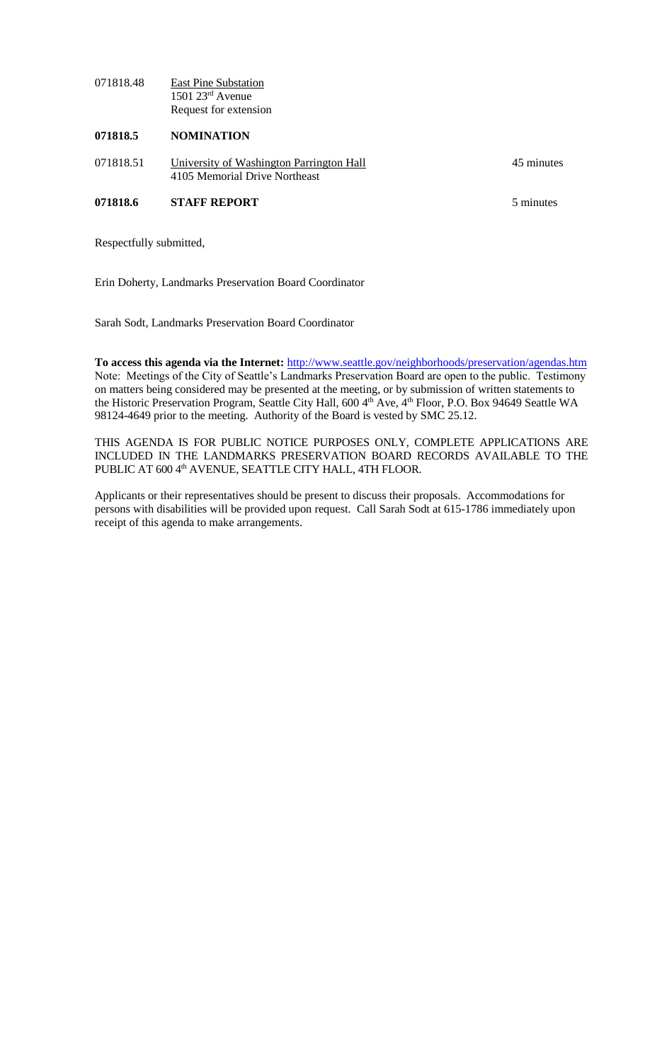| | | |
|---|---|---|
| 071818.48 | East Pine Substation<br>1501 23rd Avenue<br>Request for extension | |
| **071818.5** | **NOMINATION** | |
| 071818.51 | University of Washington Parrington Hall<br>4105 Memorial Drive Northeast | 45 minutes |
| **071818.6** | **STAFF REPORT** | 5 minutes |

Respectfully submitted,

Erin Doherty, Landmarks Preservation Board Coordinator

Sarah Sodt, Landmarks Preservation Board Coordinator

**To access this agenda via the Internet:** http://www.seattle.gov/neighborhoods/preservation/agendas.htm
Note: Meetings of the City of Seattle's Landmarks Preservation Board are open to the public. Testimony on matters being considered may be presented at the meeting, or by submission of written statements to the Historic Preservation Program, Seattle City Hall, 600 4th Ave, 4th Floor, P.O. Box 94649 Seattle WA 98124-4649 prior to the meeting. Authority of the Board is vested by SMC 25.12.

THIS AGENDA IS FOR PUBLIC NOTICE PURPOSES ONLY, COMPLETE APPLICATIONS ARE INCLUDED IN THE LANDMARKS PRESERVATION BOARD RECORDS AVAILABLE TO THE PUBLIC AT 600 4th AVENUE, SEATTLE CITY HALL, 4TH FLOOR.

Applicants or their representatives should be present to discuss their proposals. Accommodations for persons with disabilities will be provided upon request. Call Sarah Sodt at 615-1786 immediately upon receipt of this agenda to make arrangements.